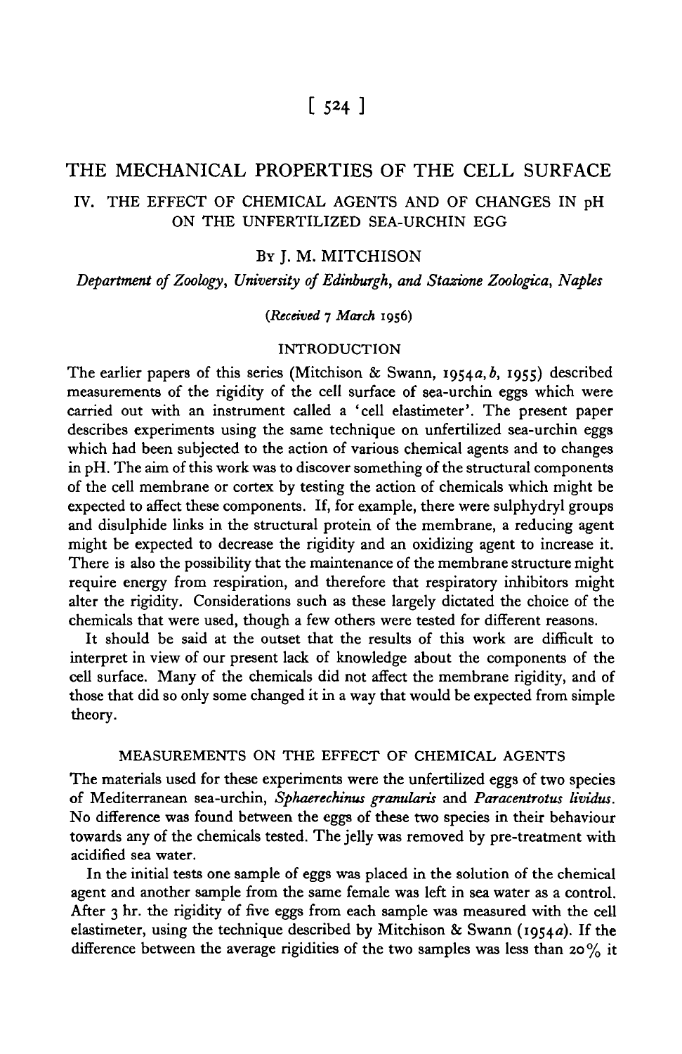# THE MECHANICAL PROPERTIES OF THE CELL SURFACE

## IV. THE EFFECT OF CHEMICAL AGENTS AND OF CHANGES IN pH ON THE UNFERTILIZED SEA-URCHIN EGG

By J. M. MITCHISON

*Department of Zoology, University of Edinburgh, and Stazione Zoologica, Naples*

*(Received 7 March 1956)*

### INTRODUCTION

The earlier papers of this series (Mitchison & Swann, 1954*a*, *b*, 1955) described measurements of the rigidity of the cell surface of sea-urchin eggs which were carried out with an instrument called a 'cell elastimeter'. The present paper describes experiments using the same technique on unfertilized sea-urchin eggs which had been subjected to the action of various chemical agents and to changes in pH. The aim of this work was to discover something of the structural components of the cell membrane or cortex by testing the action of chemicals which might be expected to affect these components. If, for example, there were sulphydryl groups and disulphide links in the structural protein of the membrane, a reducing agent might be expected to decrease the rigidity and an oxidizing agent to increase it. There is also the possibility that the maintenance of the membrane structure might require energy from respiration, and therefore that respiratory inhibitors might alter the rigidity. Considerations such as these largely dictated the choice of the chemicals that were used, though a few others were tested for different reasons.

It should be said at the outset that the results of this work are difficult to interpret in view of our present lack of knowledge about the components of the cell surface. Many of the chemicals did not affect the membrane rigidity, and of those that did so only some changed it in a way that would be expected from simple theory.

### MEASUREMENTS ON THE EFFECT OF CHEMICAL AGENTS

The materials used for these experiments were the unfertilized eggs of two species of Mediterranean sea-urchin, *Sphaerechinus granularis* and *Paracentrotus lividus*. No difference was found between the eggs of these two species in their behaviour towards any of the chemicals tested. The jelly was removed by pre-treatment with acidified sea water.

In the initial tests one sample of eggs was placed in the solution of the chemical agent and another sample from the same female was left in sea water as a control. After 3 hr. the rigidity of five eggs from each sample was measured with the cell elastimeter, using the technique described by Mitchison & Swann (1954*a*). If the difference between the average rigidities of the two samples was less than 20% it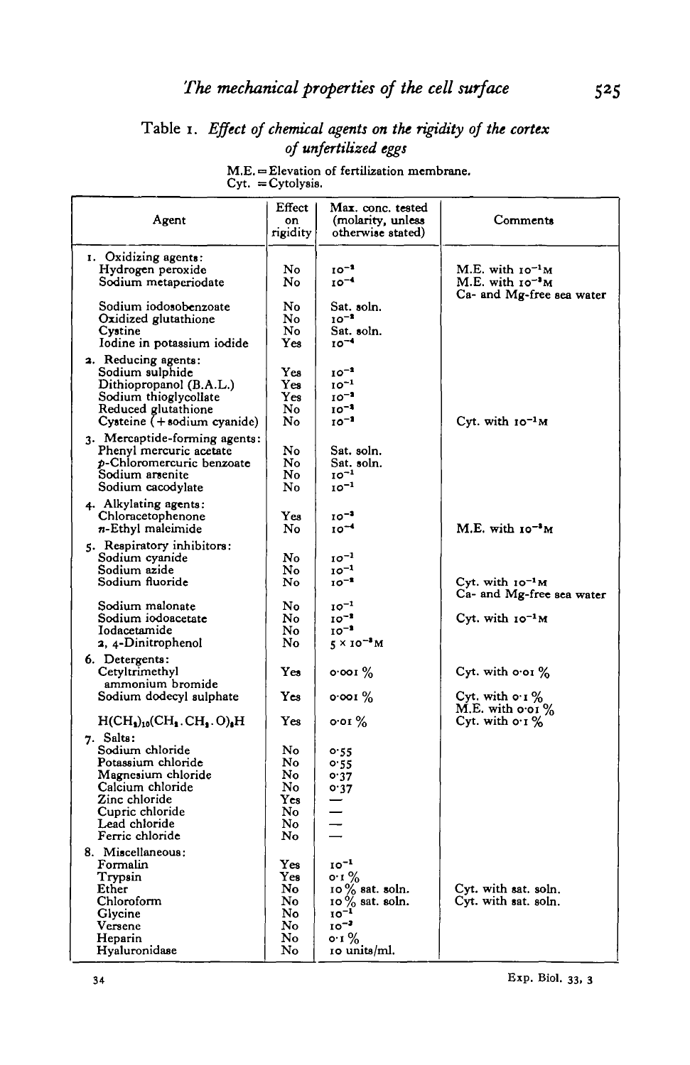Table 1. *Effect of chemical agents on the rigidity of the cortex of unfertilized eggs*

M.E. = Elevation of fertilization membrane.
Cyt. = Cytolysis.

| Agent | Effect on rigidity | Max. conc. tested (molarity, unless otherwise stated) | Comments |
|---|---|---|---|
| 1. Oxidizing agents: | | | |
| Hydrogen peroxide | No | $10^{-2}$ | M.E. with $10^{-1}$M |
| Sodium metaperiodate | No | $10^{-4}$ | M.E. with $10^{-3}$M Ca- and Mg-free sea water |
| Sodium iodosobenzoate | No | Sat. soln. | |
| Oxidized glutathione | No | $10^{-2}$ | |
| Cystine | No | Sat. soln. | |
| Iodine in potassium iodide | Yes | $10^{-4}$ | |
| 2. Reducing agents: | | | |
| Sodium sulphide | Yes | $10^{-2}$ | |
| Dithiopropanol (B.A.L.) | Yes | $10^{-1}$ | |
| Sodium thioglycollate | Yes | $10^{-2}$ | |
| Reduced glutathione | No | $10^{-2}$ | |
| Cysteine (+ sodium cyanide) | No | $10^{-2}$ | Cyt. with $10^{-1}$M |
| 3. Mercaptide-forming agents: | | | |
| Phenyl mercuric acetate | No | Sat. soln. | |
| p-Chloromercuric benzoate | No | Sat. soln. | |
| Sodium arsenite | No | $10^{-1}$ | |
| Sodium cacodylate | No | $10^{-1}$ | |
| 4. Alkylating agents: | | | |
| Chloracetophenone | Yes | $10^{-2}$ | |
| n-Ethyl maleimide | No | $10^{-4}$ | M.E. with $10^{-3}$M |
| 5. Respiratory inhibitors: | | | |
| Sodium cyanide | No | $10^{-1}$ | |
| Sodium azide | No | $10^{-1}$ | |
| Sodium fluoride | No | $10^{-2}$ | Cyt. with $10^{-1}$M Ca- and Mg-free sea water |
| Sodium malonate | No | $10^{-1}$ | |
| Sodium iodoacetate | No | $10^{-2}$ | Cyt. with $10^{-1}$M |
| Iodacetamide | No | $10^{-2}$ | |
| 2, 4-Dinitrophenol | No | $5 \times 10^{-3}$M | |
| 6. Detergents: | | | |
| Cetyltrimethyl ammonium bromide | Yes | 0·001 % | Cyt. with 0·01 % |
| Sodium dodecyl sulphate | Yes | 0·001 % | Cyt. with 0·1 % M.E. with 0·01 % |
| $H(CH_2)_{10}(CH_2.CH_2.O)_6H$ | Yes | 0·01 % | Cyt. with 0·1 % |
| 7. Salts: | | | |
| Sodium chloride | No | 0·55 | |
| Potassium chloride | No | 0·55 | |
| Magnesium chloride | No | 0·37 | |
| Calcium chloride | No | 0·37 | |
| Zinc chloride | Yes | — | |
| Cupric chloride | No | — | |
| Lead chloride | No | — | |
| Ferric chloride | No | — | |
| 8. Miscellaneous: | | | |
| Formalin | Yes | $10^{-1}$ | |
| Trypsin | Yes | 0·1 % | |
| Ether | No | 10 % sat. soln. | Cyt. with sat. soln. |
| Chloroform | No | 10 % sat. soln. | Cyt. with sat. soln. |
| Glycine | No | $10^{-1}$ | |
| Versene | No | $10^{-2}$ | |
| Heparin | No | 0·1 % | |
| Hyaluronidase | No | 10 units/ml. | |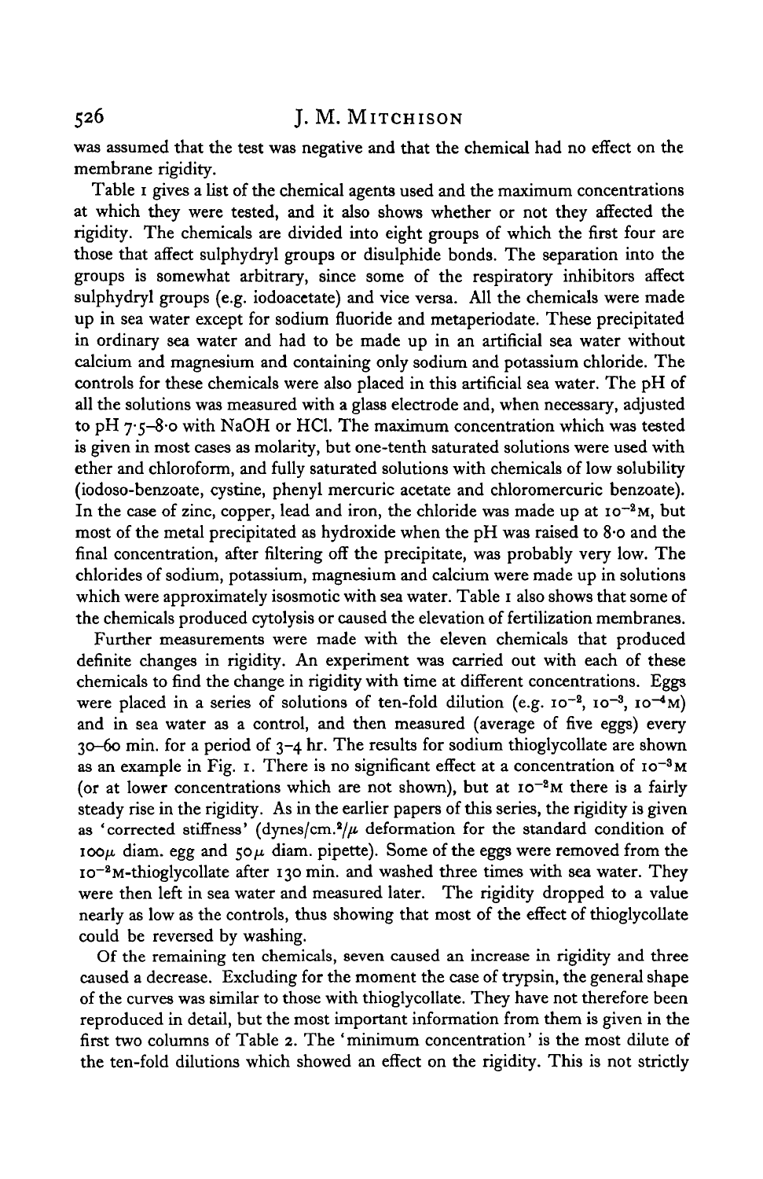was assumed that the test was negative and that the chemical had no effect on the membrane rigidity.

Table 1 gives a list of the chemical agents used and the maximum concentrations at which they were tested, and it also shows whether or not they affected the rigidity. The chemicals are divided into eight groups of which the first four are those that affect sulphydryl groups or disulphide bonds. The separation into the groups is somewhat arbitrary, since some of the respiratory inhibitors affect sulphydryl groups (e.g. iodoacetate) and vice versa. All the chemicals were made up in sea water except for sodium fluoride and metaperiodate. These precipitated in ordinary sea water and had to be made up in an artificial sea water without calcium and magnesium and containing only sodium and potassium chloride. The controls for these chemicals were also placed in this artificial sea water. The pH of all the solutions was measured with a glass electrode and, when necessary, adjusted to pH 7·5–8·0 with NaOH or HCl. The maximum concentration which was tested is given in most cases as molarity, but one-tenth saturated solutions were used with ether and chloroform, and fully saturated solutions with chemicals of low solubility (iodoso-benzoate, cystine, phenyl mercuric acetate and chloromercuric benzoate). In the case of zinc, copper, lead and iron, the chloride was made up at $10^{-2}$M, but most of the metal precipitated as hydroxide when the pH was raised to 8·0 and the final concentration, after filtering off the precipitate, was probably very low. The chlorides of sodium, potassium, magnesium and calcium were made up in solutions which were approximately isosmotic with sea water. Table 1 also shows that some of the chemicals produced cytolysis or caused the elevation of fertilization membranes.

Further measurements were made with the eleven chemicals that produced definite changes in rigidity. An experiment was carried out with each of these chemicals to find the change in rigidity with time at different concentrations. Eggs were placed in a series of solutions of ten-fold dilution (e.g. $10^{-2}$, $10^{-3}$, $10^{-4}$M) and in sea water as a control, and then measured (average of five eggs) every 30–60 min. for a period of 3–4 hr. The results for sodium thioglycollate are shown as an example in Fig. 1. There is no significant effect at a concentration of $10^{-3}$M (or at lower concentrations which are not shown), but at $10^{-2}$M there is a fairly steady rise in the rigidity. As in the earlier papers of this series, the rigidity is given as 'corrected stiffness' (dynes/cm.$^2$/$\mu$ deformation for the standard condition of 100$\mu$ diam. egg and 50$\mu$ diam. pipette). Some of the eggs were removed from the $10^{-2}$M-thioglycollate after 130 min. and washed three times with sea water. They were then left in sea water and measured later. The rigidity dropped to a value nearly as low as the controls, thus showing that most of the effect of thioglycollate could be reversed by washing.

Of the remaining ten chemicals, seven caused an increase in rigidity and three caused a decrease. Excluding for the moment the case of trypsin, the general shape of the curves was similar to those with thioglycollate. They have not therefore been reproduced in detail, but the most important information from them is given in the first two columns of Table 2. The 'minimum concentration' is the most dilute of the ten-fold dilutions which showed an effect on the rigidity. This is not strictly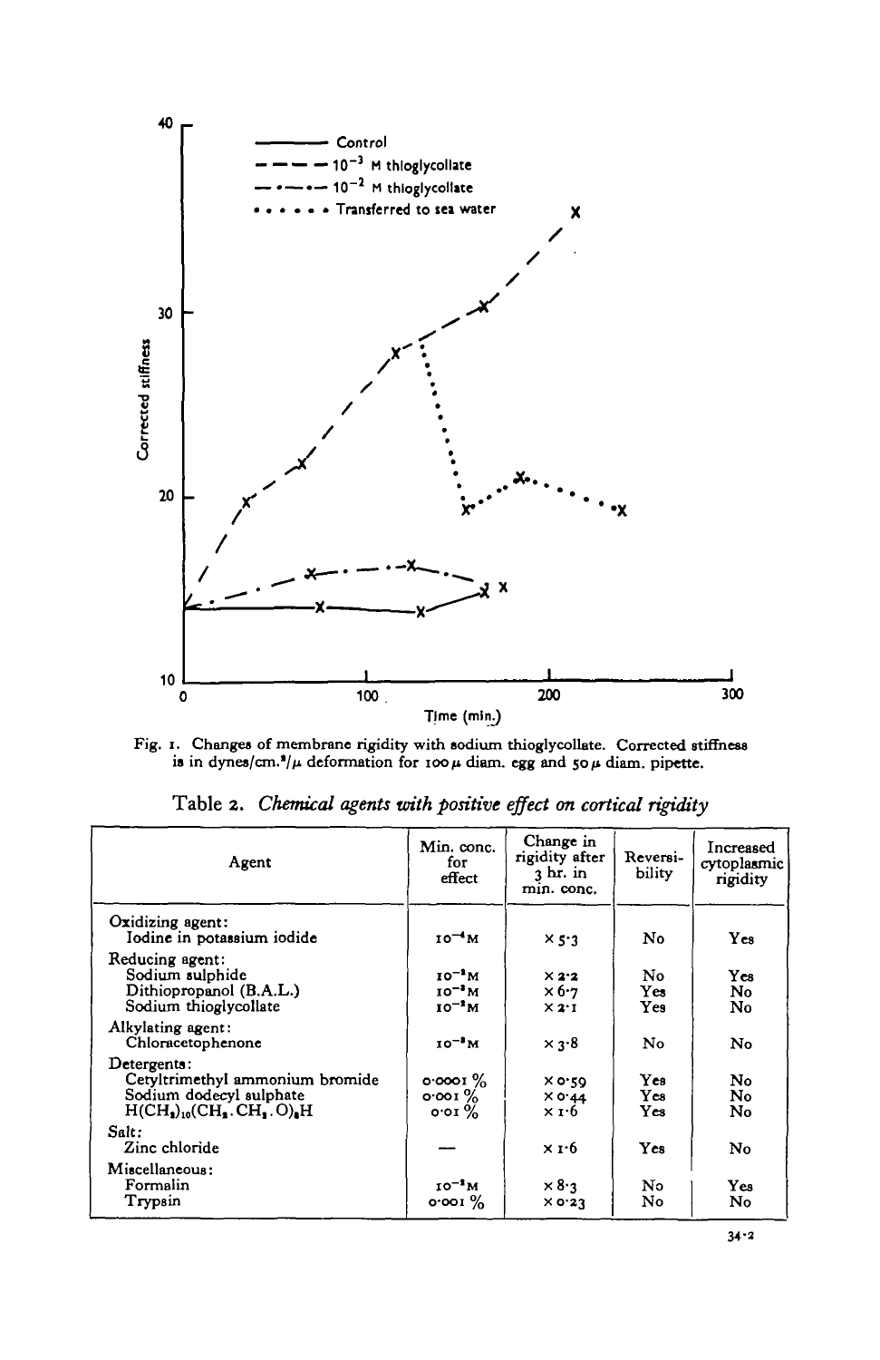Fig. 1. Changes of membrane rigidity with sodium thioglycollate. Corrected stiffness is in dynes/cm.$^2$/$\mu$ deformation for 100 $\mu$ diam. egg and 50 $\mu$ diam. pipette.

Table 2. *Chemical agents with positive effect on cortical rigidity*

| Agent | Min. conc. for effect | Change in rigidity after 3 hr. in min. conc. | Reversibility | Increased cytoplasmic rigidity |
|---|---|---|---|---|
| Oxidizing agent: | | | | |
| Iodine in potassium iodide | $10^{-4}$M | $\times$ 5·3 | No | Yes |
| Reducing agent: | | | | |
| Sodium sulphide | $10^{-3}$M | $\times$ 2·2 | No | Yes |
| Dithiopropanol (B.A.L.) | $10^{-3}$M | $\times$ 6·7 | Yes | No |
| Sodium thioglycollate | $10^{-3}$M | $\times$ 2·1 | Yes | No |
| Alkylating agent: | | | | |
| Chloracetophenone | $10^{-3}$M | $\times$ 3·8 | No | No |
| Detergents: | | | | |
| Cetyltrimethyl ammonium bromide | 0·0001 % | $\times$ 0·59 | Yes | No |
| Sodium dodecyl sulphate | 0·001 % | $\times$ 0·44 | Yes | No |
| $H(CH_2)_{10}(CH_2.CH_2.O)_6H$ | 0·01 % | $\times$ 1·6 | Yes | No |
| Salt: | | | | |
| Zinc chloride | — | $\times$ 1·6 | Yes | No |
| Miscellaneous: | | | | |
| Formalin | $10^{-3}$M | $\times$ 8·3 | No | Yes |
| Trypsin | 0·001 % | $\times$ 0·23 | No | No |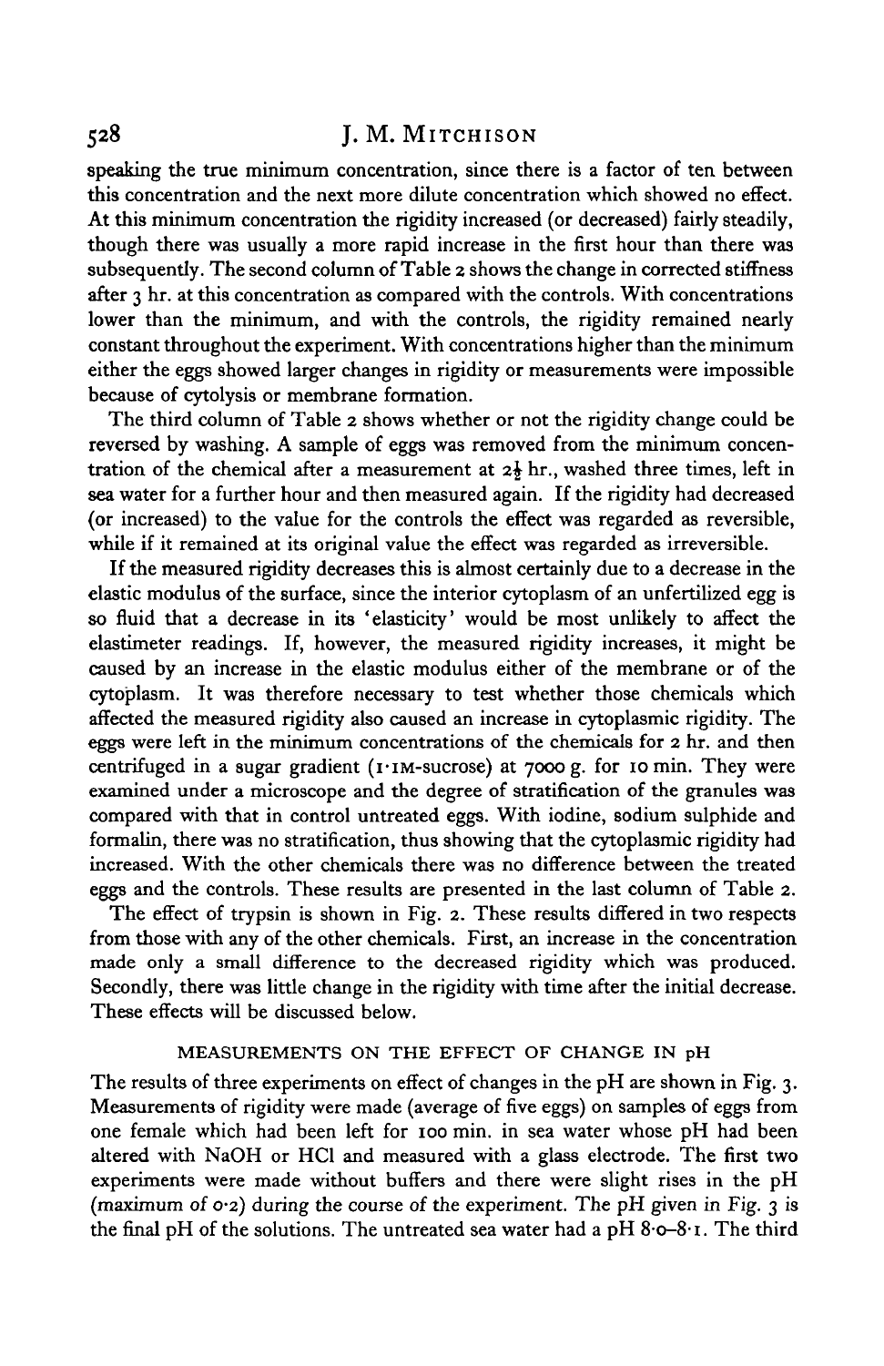speaking the true minimum concentration, since there is a factor of ten between this concentration and the next more dilute concentration which showed no effect. At this minimum concentration the rigidity increased (or decreased) fairly steadily, though there was usually a more rapid increase in the first hour than there was subsequently. The second column of Table 2 shows the change in corrected stiffness after 3 hr. at this concentration as compared with the controls. With concentrations lower than the minimum, and with the controls, the rigidity remained nearly constant throughout the experiment. With concentrations higher than the minimum either the eggs showed larger changes in rigidity or measurements were impossible because of cytolysis or membrane formation.

The third column of Table 2 shows whether or not the rigidity change could be reversed by washing. A sample of eggs was removed from the minimum concentration of the chemical after a measurement at $2\frac{1}{2}$ hr., washed three times, left in sea water for a further hour and then measured again. If the rigidity had decreased (or increased) to the value for the controls the effect was regarded as reversible, while if it remained at its original value the effect was regarded as irreversible.

If the measured rigidity decreases this is almost certainly due to a decrease in the elastic modulus of the surface, since the interior cytoplasm of an unfertilized egg is so fluid that a decrease in its 'elasticity' would be most unlikely to affect the elastimeter readings. If, however, the measured rigidity increases, it might be caused by an increase in the elastic modulus either of the membrane or of the cytoplasm. It was therefore necessary to test whether those chemicals which affected the measured rigidity also caused an increase in cytoplasmic rigidity. The eggs were left in the minimum concentrations of the chemicals for 2 hr. and then centrifuged in a sugar gradient (1·1M-sucrose) at 7000 g. for 10 min. They were examined under a microscope and the degree of stratification of the granules was compared with that in control untreated eggs. With iodine, sodium sulphide and formalin, there was no stratification, thus showing that the cytoplasmic rigidity had increased. With the other chemicals there was no difference between the treated eggs and the controls. These results are presented in the last column of Table 2.

The effect of trypsin is shown in Fig. 2. These results differed in two respects from those with any of the other chemicals. First, an increase in the concentration made only a small difference to the decreased rigidity which was produced. Secondly, there was little change in the rigidity with time after the initial decrease. These effects will be discussed below.

## MEASUREMENTS ON THE EFFECT OF CHANGE IN pH

The results of three experiments on effect of changes in the pH are shown in Fig. 3. Measurements of rigidity were made (average of five eggs) on samples of eggs from one female which had been left for 100 min. in sea water whose pH had been altered with NaOH or HCl and measured with a glass electrode. The first two experiments were made without buffers and there were slight rises in the pH (maximum of 0·2) during the course of the experiment. The pH given in Fig. 3 is the final pH of the solutions. The untreated sea water had a pH 8·0–8·1. The third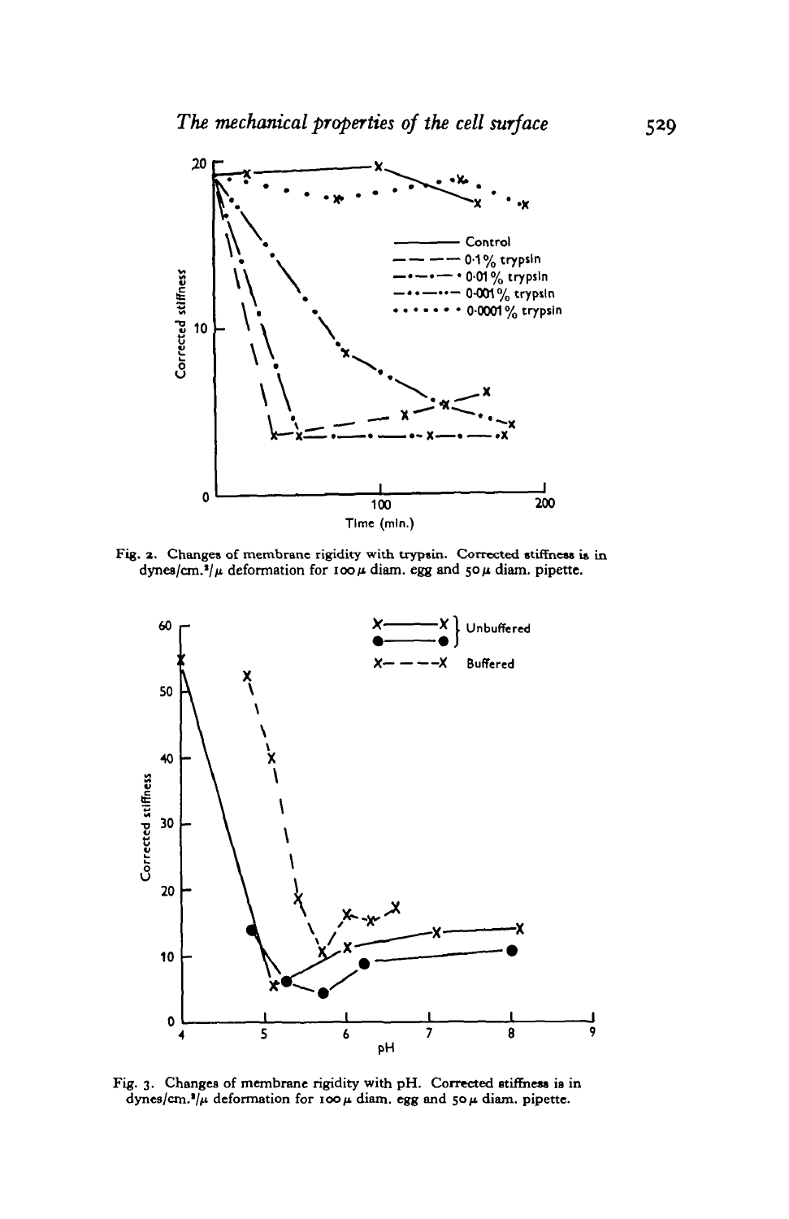Fig. 2. Changes of membrane rigidity with trypsin. Corrected stiffness is in dynes/cm.$^2$/$\mu$ deformation for 100 $\mu$ diam. egg and 50 $\mu$ diam. pipette.

Fig. 3. Changes of membrane rigidity with pH. Corrected stiffness is in dynes/cm.$^2$/$\mu$ deformation for 100 $\mu$ diam. egg and 50 $\mu$ diam. pipette.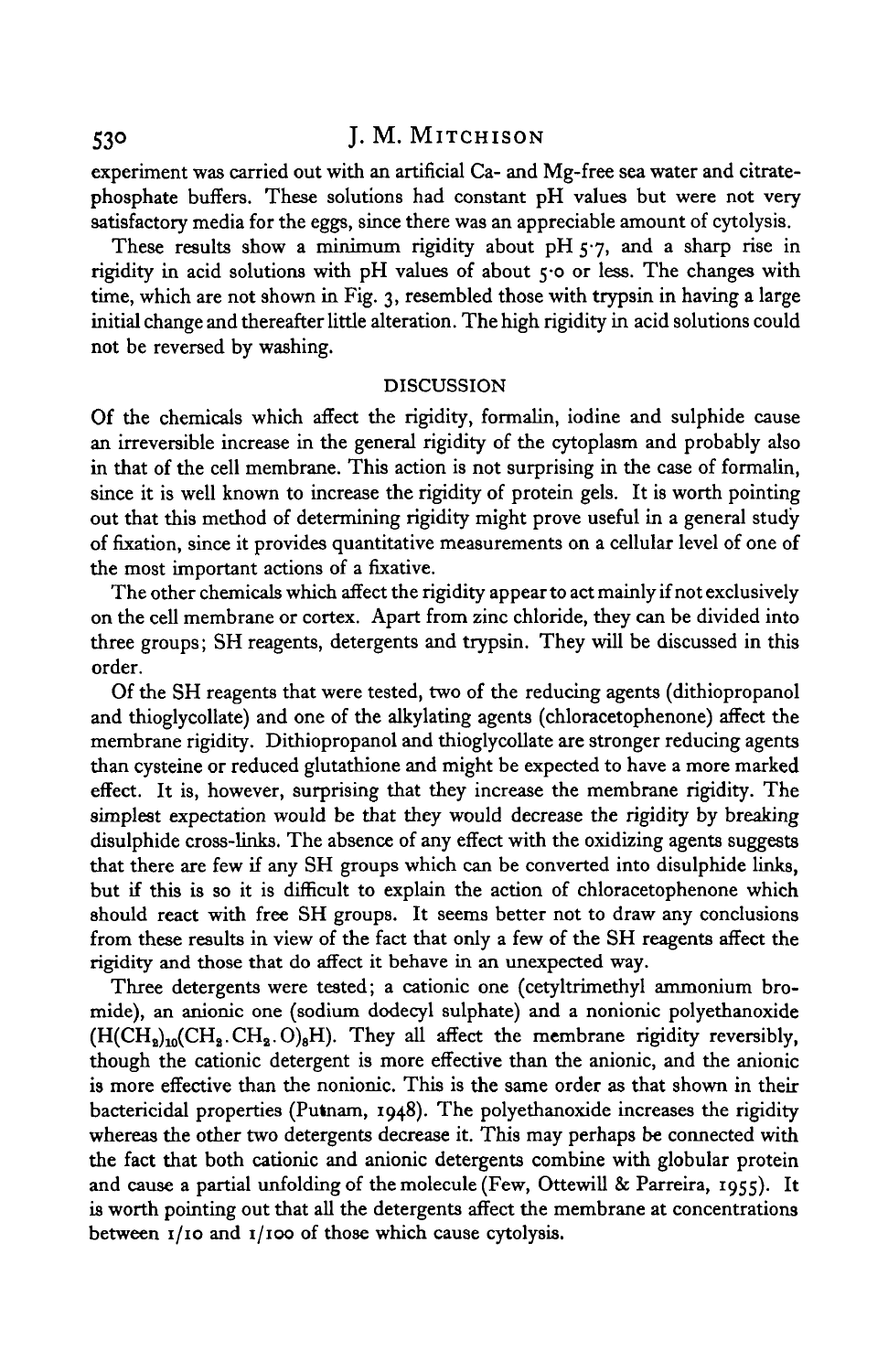experiment was carried out with an artificial Ca- and Mg-free sea water and citrate-phosphate buffers. These solutions had constant pH values but were not very satisfactory media for the eggs, since there was an appreciable amount of cytolysis.

These results show a minimum rigidity about pH 5·7, and a sharp rise in rigidity in acid solutions with pH values of about 5·0 or less. The changes with time, which are not shown in Fig. 3, resembled those with trypsin in having a large initial change and thereafter little alteration. The high rigidity in acid solutions could not be reversed by washing.

## DISCUSSION

Of the chemicals which affect the rigidity, formalin, iodine and sulphide cause an irreversible increase in the general rigidity of the cytoplasm and probably also in that of the cell membrane. This action is not surprising in the case of formalin, since it is well known to increase the rigidity of protein gels. It is worth pointing out that this method of determining rigidity might prove useful in a general study of fixation, since it provides quantitative measurements on a cellular level of one of the most important actions of a fixative.

The other chemicals which affect the rigidity appear to act mainly if not exclusively on the cell membrane or cortex. Apart from zinc chloride, they can be divided into three groups; SH reagents, detergents and trypsin. They will be discussed in this order.

Of the SH reagents that were tested, two of the reducing agents (dithiopropanol and thioglycollate) and one of the alkylating agents (chloracetophenone) affect the membrane rigidity. Dithiopropanol and thioglycollate are stronger reducing agents than cysteine or reduced glutathione and might be expected to have a more marked effect. It is, however, surprising that they increase the membrane rigidity. The simplest expectation would be that they would decrease the rigidity by breaking disulphide cross-links. The absence of any effect with the oxidizing agents suggests that there are few if any SH groups which can be converted into disulphide links, but if this is so it is difficult to explain the action of chloracetophenone which should react with free SH groups. It seems better not to draw any conclusions from these results in view of the fact that only a few of the SH reagents affect the rigidity and those that do affect it behave in an unexpected way.

Three detergents were tested; a cationic one (cetyltrimethyl ammonium bromide), an anionic one (sodium dodecyl sulphate) and a nonionic polyethanoxide ($H(CH_2)_{10}(CH_2 . CH_2 . O)_8H$). They all affect the membrane rigidity reversibly, though the cationic detergent is more effective than the anionic, and the anionic is more effective than the nonionic. This is the same order as that shown in their bactericidal properties (Putnam, 1948). The polyethanoxide increases the rigidity whereas the other two detergents decrease it. This may perhaps be connected with the fact that both cationic and anionic detergents combine with globular protein and cause a partial unfolding of the molecule (Few, Ottewill & Parreira, 1955). It is worth pointing out that all the detergents affect the membrane at concentrations between 1/10 and 1/100 of those which cause cytolysis.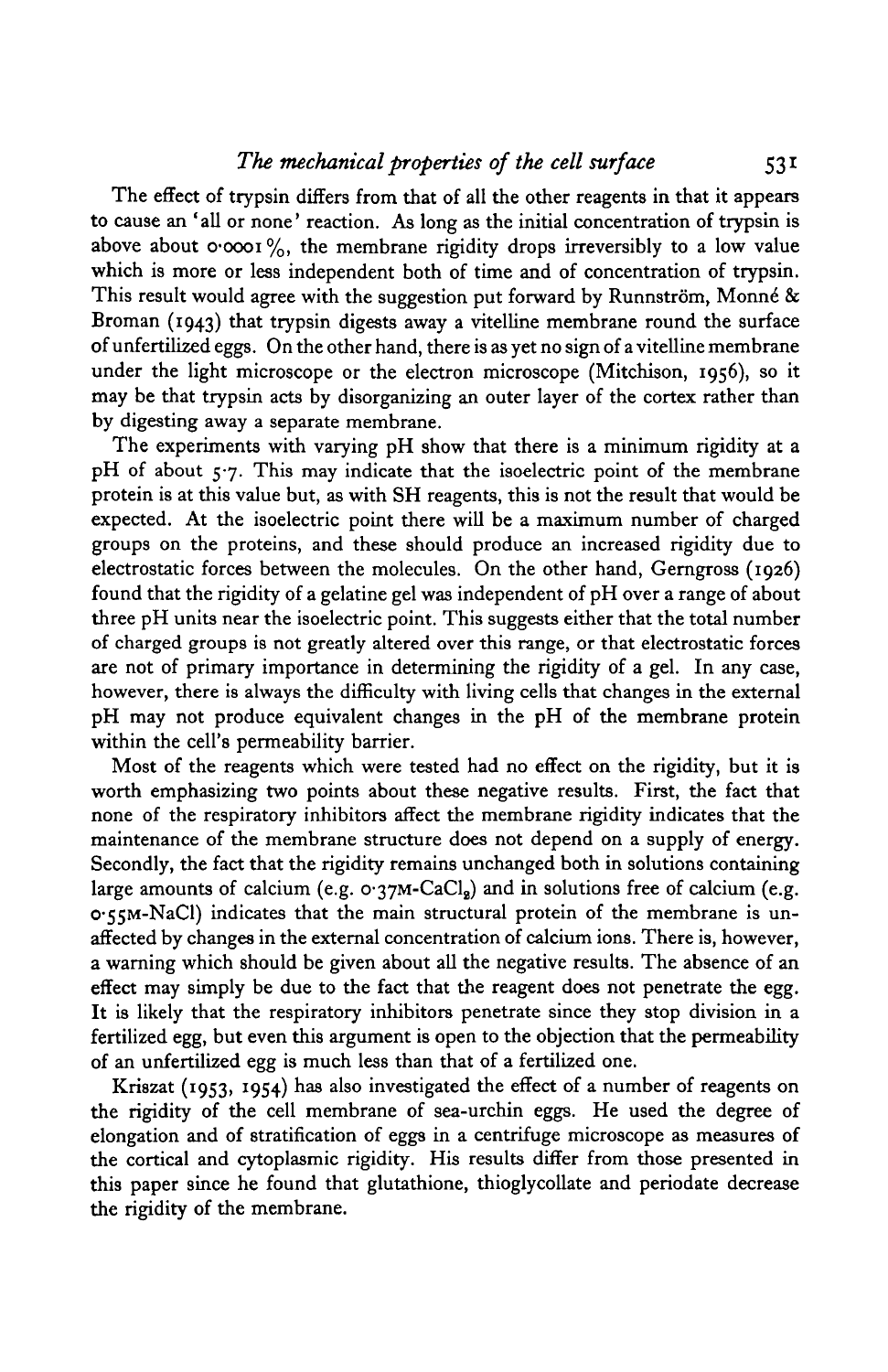The effect of trypsin differs from that of all the other reagents in that it appears to cause an 'all or none' reaction. As long as the initial concentration of trypsin is above about 0·0001 %, the membrane rigidity drops irreversibly to a low value which is more or less independent both of time and of concentration of trypsin. This result would agree with the suggestion put forward by Runnström, Monné & Broman (1943) that trypsin digests away a vitelline membrane round the surface of unfertilized eggs. On the other hand, there is as yet no sign of a vitelline membrane under the light microscope or the electron microscope (Mitchison, 1956), so it may be that trypsin acts by disorganizing an outer layer of the cortex rather than by digesting away a separate membrane.

The experiments with varying pH show that there is a minimum rigidity at a pH of about 5·7. This may indicate that the isoelectric point of the membrane protein is at this value but, as with SH reagents, this is not the result that would be expected. At the isoelectric point there will be a maximum number of charged groups on the proteins, and these should produce an increased rigidity due to electrostatic forces between the molecules. On the other hand, Gerngross (1926) found that the rigidity of a gelatine gel was independent of pH over a range of about three pH units near the isoelectric point. This suggests either that the total number of charged groups is not greatly altered over this range, or that electrostatic forces are not of primary importance in determining the rigidity of a gel. In any case, however, there is always the difficulty with living cells that changes in the external pH may not produce equivalent changes in the pH of the membrane protein within the cell's permeability barrier.

Most of the reagents which were tested had no effect on the rigidity, but it is worth emphasizing two points about these negative results. First, the fact that none of the respiratory inhibitors affect the membrane rigidity indicates that the maintenance of the membrane structure does not depend on a supply of energy. Secondly, the fact that the rigidity remains unchanged both in solutions containing large amounts of calcium (e.g. 0·37M-$CaCl_2$) and in solutions free of calcium (e.g. 0·55M-NaCl) indicates that the main structural protein of the membrane is unaffected by changes in the external concentration of calcium ions. There is, however, a warning which should be given about all the negative results. The absence of an effect may simply be due to the fact that the reagent does not penetrate the egg. It is likely that the respiratory inhibitors penetrate since they stop division in a fertilized egg, but even this argument is open to the objection that the permeability of an unfertilized egg is much less than that of a fertilized one.

Kriszat (1953, 1954) has also investigated the effect of a number of reagents on the rigidity of the cell membrane of sea-urchin eggs. He used the degree of elongation and of stratification of eggs in a centrifuge microscope as measures of the cortical and cytoplasmic rigidity. His results differ from those presented in this paper since he found that glutathione, thioglycollate and periodate decrease the rigidity of the membrane.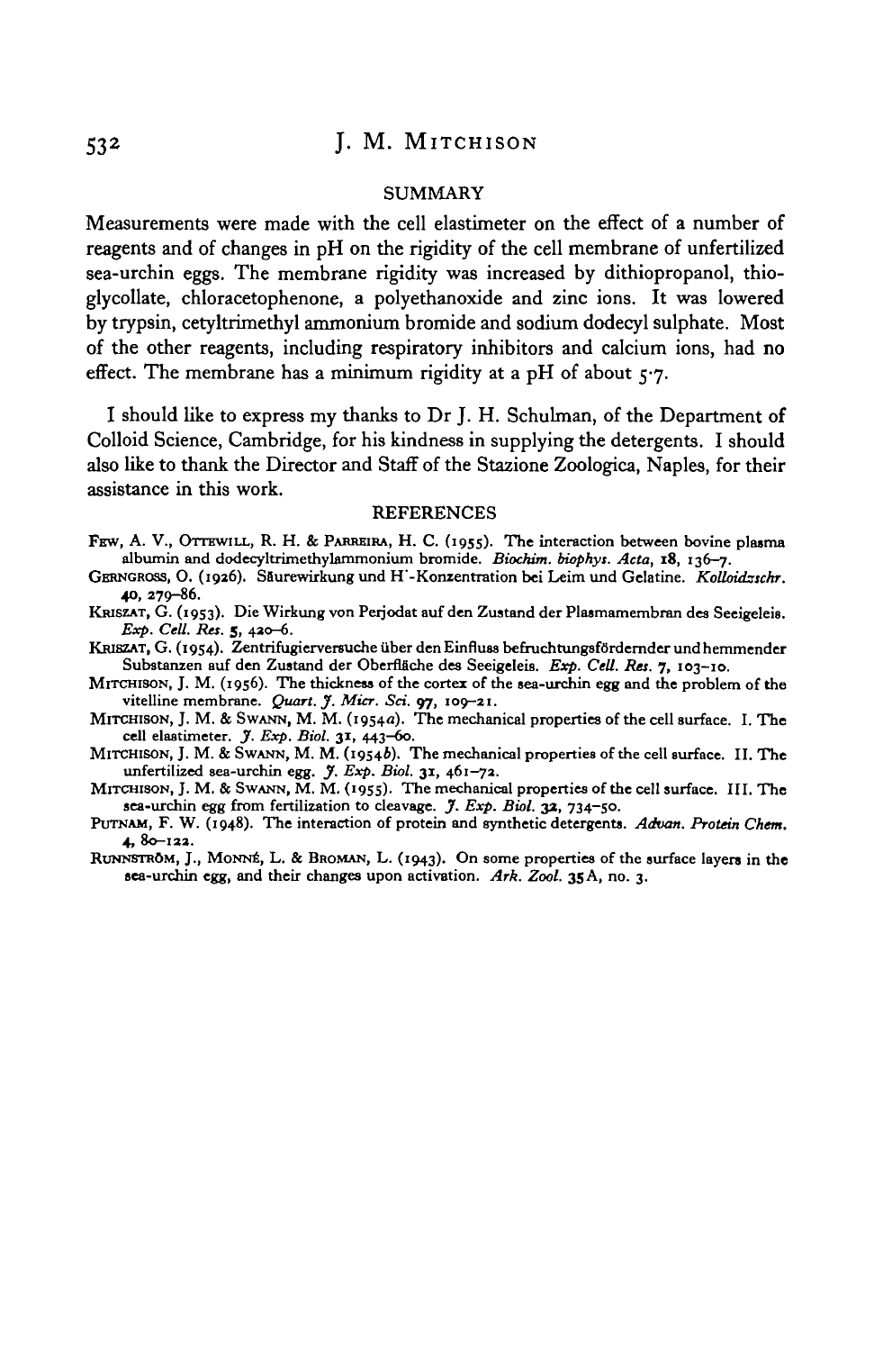## SUMMARY

Measurements were made with the cell elastimeter on the effect of a number of reagents and of changes in pH on the rigidity of the cell membrane of unfertilized sea-urchin eggs. The membrane rigidity was increased by dithiopropanol, thioglycollate, chloracetophenone, a polyethanoxide and zinc ions. It was lowered by trypsin, cetyltrimethyl ammonium bromide and sodium dodecyl sulphate. Most of the other reagents, including respiratory inhibitors and calcium ions, had no effect. The membrane has a minimum rigidity at a pH of about 5·7.

I should like to express my thanks to Dr J. H. Schulman, of the Department of Colloid Science, Cambridge, for his kindness in supplying the detergents. I should also like to thank the Director and Staff of the Stazione Zoologica, Naples, for their assistance in this work.

## REFERENCES

Few, A. V., Ottewill, R. H. & Parreira, H. C. (1955). The interaction between bovine plasma albumin and dodecyltrimethylammonium bromide. *Biochim. biophys. Acta*, **18**, 136–7.

Gerngross, O. (1926). Säurewirkung und H˙-Konzentration bei Leim und Gelatine. *Kolloidzschr.* **40**, 279–86.

Kriszat, G. (1953). Die Wirkung von Perjodat auf den Zustand der Plasmamembran des Seeigeleis. *Exp. Cell. Res.* **5**, 420–6.

Kriszat, G. (1954). Zentrifugierversuche über den Einfluss befruchtungsfördernder und hemmender Substanzen auf den Zustand der Oberfläche des Seeigeleis. *Exp. Cell. Res.* **7**, 103–10.

Mitchison, J. M. (1956). The thickness of the cortex of the sea-urchin egg and the problem of the vitelline membrane. *Quart. J. Micr. Sci.* **97**, 109–21.

Mitchison, J. M. & Swann, M. M. (1954*a*). The mechanical properties of the cell surface. I. The cell elastimeter. *J. Exp. Biol.* **31**, 443–60.

Mitchison, J. M. & Swann, M. M. (1954*b*). The mechanical properties of the cell surface. II. The unfertilized sea-urchin egg. *J. Exp. Biol.* **31**, 461–72.

Mitchison, J. M. & Swann, M. M. (1955). The mechanical properties of the cell surface. III. The sea-urchin egg from fertilization to cleavage. *J. Exp. Biol.* **32**, 734–50.

Putnam, F. W. (1948). The interaction of protein and synthetic detergents. *Advan. Protein Chem.* **4**, 80–122.

Runnström, J., Monné, L. & Broman, L. (1943). On some properties of the surface layers in the sea-urchin egg, and their changes upon activation. *Ark. Zool.* **35** A, no. 3.